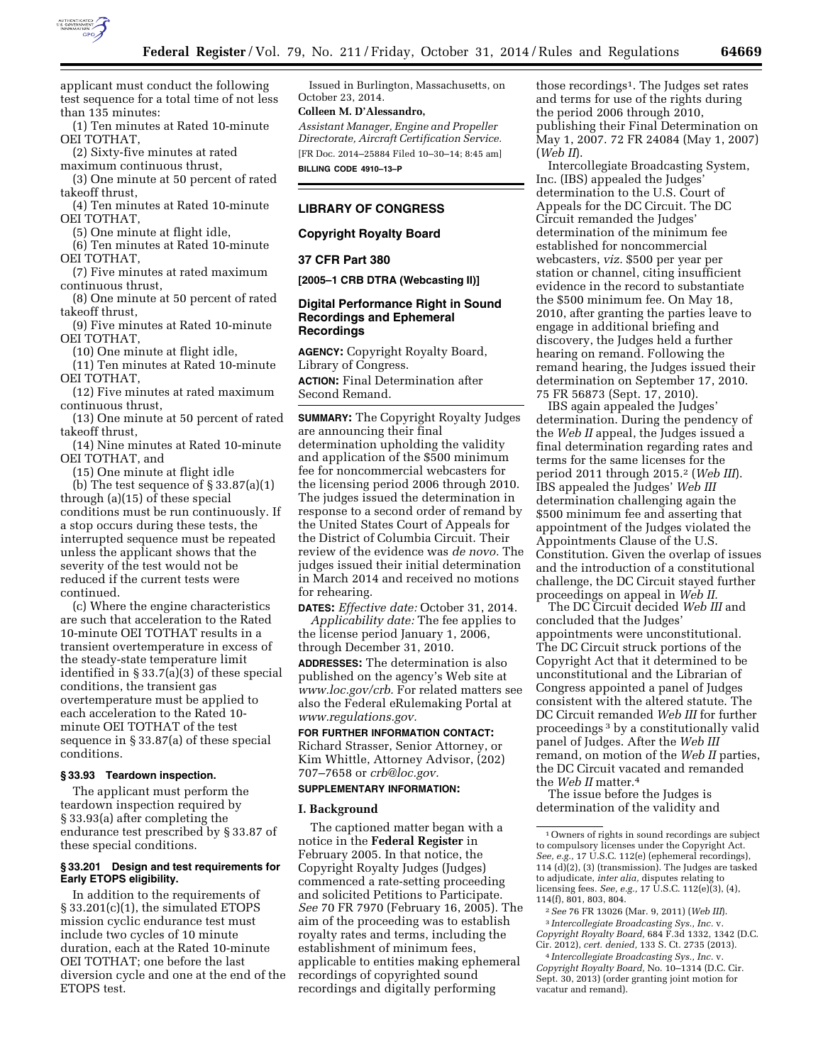applicant must conduct the following test sequence for a total time of not less than 135 minutes:

(1) Ten minutes at Rated 10-minute OEI TOTHAT,

(2) Sixty-five minutes at rated maximum continuous thrust,

(3) One minute at 50 percent of rated takeoff thrust,

(4) Ten minutes at Rated 10-minute OEI TOTHAT,

(5) One minute at flight idle,

(6) Ten minutes at Rated 10-minute OEI TOTHAT,

(7) Five minutes at rated maximum continuous thrust,

(8) One minute at 50 percent of rated takeoff thrust,

(9) Five minutes at Rated 10-minute OEI TOTHAT,

(10) One minute at flight idle,

(11) Ten minutes at Rated 10-minute OEI TOTHAT,

(12) Five minutes at rated maximum continuous thrust,

(13) One minute at 50 percent of rated takeoff thrust,

(14) Nine minutes at Rated 10-minute OEI TOTHAT, and

(15) One minute at flight idle

(b) The test sequence of § 33.87(a)(1) through (a)(15) of these special conditions must be run continuously. If a stop occurs during these tests, the interrupted sequence must be repeated unless the applicant shows that the severity of the test would not be reduced if the current tests were continued.

(c) Where the engine characteristics are such that acceleration to the Rated 10-minute OEI TOTHAT results in a transient overtemperature in excess of the steady-state temperature limit identified in § 33.7(a)(3) of these special conditions, the transient gas overtemperature must be applied to each acceleration to the Rated 10-minute OEI TOTHAT of the test sequence in § 33.87(a) of these special conditions.

### § 33.93 Teardown inspection.

The applicant must perform the teardown inspection required by § 33.93(a) after completing the endurance test prescribed by § 33.87 of these special conditions.

### § 33.201 Design and test requirements for Early ETOPS eligibility.

In addition to the requirements of § 33.201(c)(1), the simulated ETOPS mission cyclic endurance test must include two cycles of 10 minute duration, each at the Rated 10-minute OEI TOTHAT; one before the last diversion cycle and one at the end of the ETOPS test.

Issued in Burlington, Massachusetts, on October 23, 2014.

**Colleen M. D'Alessandro,**

*Assistant Manager, Engine and Propeller Directorate, Aircraft Certification Service.*

[FR Doc. 2014–25884 Filed 10–30–14; 8:45 am]

**BILLING CODE 4910–13–P**

## LIBRARY OF CONGRESS

## Copyright Royalty Board

## 37 CFR Part 380

**[2005–1 CRB DTRA (Webcasting II)]**

## Digital Performance Right in Sound Recordings and Ephemeral Recordings

**AGENCY:** Copyright Royalty Board, Library of Congress.

**ACTION:** Final Determination after Second Remand.

**SUMMARY:** The Copyright Royalty Judges are announcing their final determination upholding the validity and application of the $500 minimum fee for noncommercial webcasters for the licensing period 2006 through 2010. The judges issued the determination in response to a second order of remand by the United States Court of Appeals for the District of Columbia Circuit. Their review of the evidence was *de novo.* The judges issued their initial determination in March 2014 and received no motions for rehearing.

**DATES:** *Effective date:* October 31, 2014.

*Applicability date:* The fee applies to the license period January 1, 2006, through December 31, 2010.

**ADDRESSES:** The determination is also published on the agency's Web site at *www.loc.gov/crb.* For related matters see also the Federal eRulemaking Portal at *www.regulations.gov.*

**FOR FURTHER INFORMATION CONTACT:** Richard Strasser, Senior Attorney, or Kim Whittle, Attorney Advisor, (202) 707–7658 or *crb@loc.gov.*

**SUPPLEMENTARY INFORMATION:**

### I. Background

The captioned matter began with a notice in the **Federal Register** in February 2005. In that notice, the Copyright Royalty Judges (Judges) commenced a rate-setting proceeding and solicited Petitions to Participate. *See* 70 FR 7970 (February 16, 2005). The aim of the proceeding was to establish royalty rates and terms, including the establishment of minimum fees, applicable to entities making ephemeral recordings of copyrighted sound recordings and digitally performing those recordings[1]. The Judges set rates and terms for use of the rights during the period 2006 through 2010, publishing their Final Determination on May 1, 2007. 72 FR 24084 (May 1, 2007) (*Web II*).

Intercollegiate Broadcasting System, Inc. (IBS) appealed the Judges' determination to the U.S. Court of Appeals for the DC Circuit. The DC Circuit remanded the Judges' determination of the minimum fee established for noncommercial webcasters, *viz.* $500 per year per station or channel, citing insufficient evidence in the record to substantiate the $500 minimum fee. On May 18, 2010, after granting the parties leave to engage in additional briefing and discovery, the Judges held a further hearing on remand. Following the remand hearing, the Judges issued their determination on September 17, 2010. 75 FR 56873 (Sept. 17, 2010).

IBS again appealed the Judges' determination. During the pendency of the *Web II* appeal, the Judges issued a final determination regarding rates and terms for the same licenses for the period 2011 through 2015.[2] (*Web III*). IBS appealed the Judges' *Web III* determination challenging again the $500 minimum fee and asserting that appointment of the Judges violated the Appointments Clause of the U.S. Constitution. Given the overlap of issues and the introduction of a constitutional challenge, the DC Circuit stayed further proceedings on appeal in *Web II.*

The DC Circuit decided *Web III* and concluded that the Judges' appointments were unconstitutional. The DC Circuit struck portions of the Copyright Act that it determined to be unconstitutional and the Librarian of Congress appointed a panel of Judges consistent with the altered statute. The DC Circuit remanded *Web III* for further proceedings[3] by a constitutionally valid panel of Judges. After the *Web III* remand, on motion of the *Web II* parties, the DC Circuit vacated and remanded the *Web II* matter.[4]

The issue before the Judges is determination of the validity and

---

[1] Owners of rights in sound recordings are subject to compulsory licenses under the Copyright Act. *See, e.g.,* 17 U.S.C. 112(e) (ephemeral recordings), 114 (d)(2), (3) (transmission). The Judges are tasked to adjudicate, *inter alia,* disputes relating to licensing fees. *See, e.g.,* 17 U.S.C. 112(e)(3), (4), 114(f), 801, 803, 804.

[2] *See* 76 FR 13026 (Mar. 9, 2011) (*Web III*).

[3] *Intercollegiate Broadcasting Sys., Inc.* v. *Copyright Royalty Board,* 684 F.3d 1332, 1342 (D.C. Cir. 2012), *cert. denied,* 133 S. Ct. 2735 (2013).

[4] *Intercollegiate Broadcasting Sys., Inc.* v. *Copyright Royalty Board,* No. 10–1314 (D.C. Cir. Sept. 30, 2013) (order granting joint motion for vacatur and remand).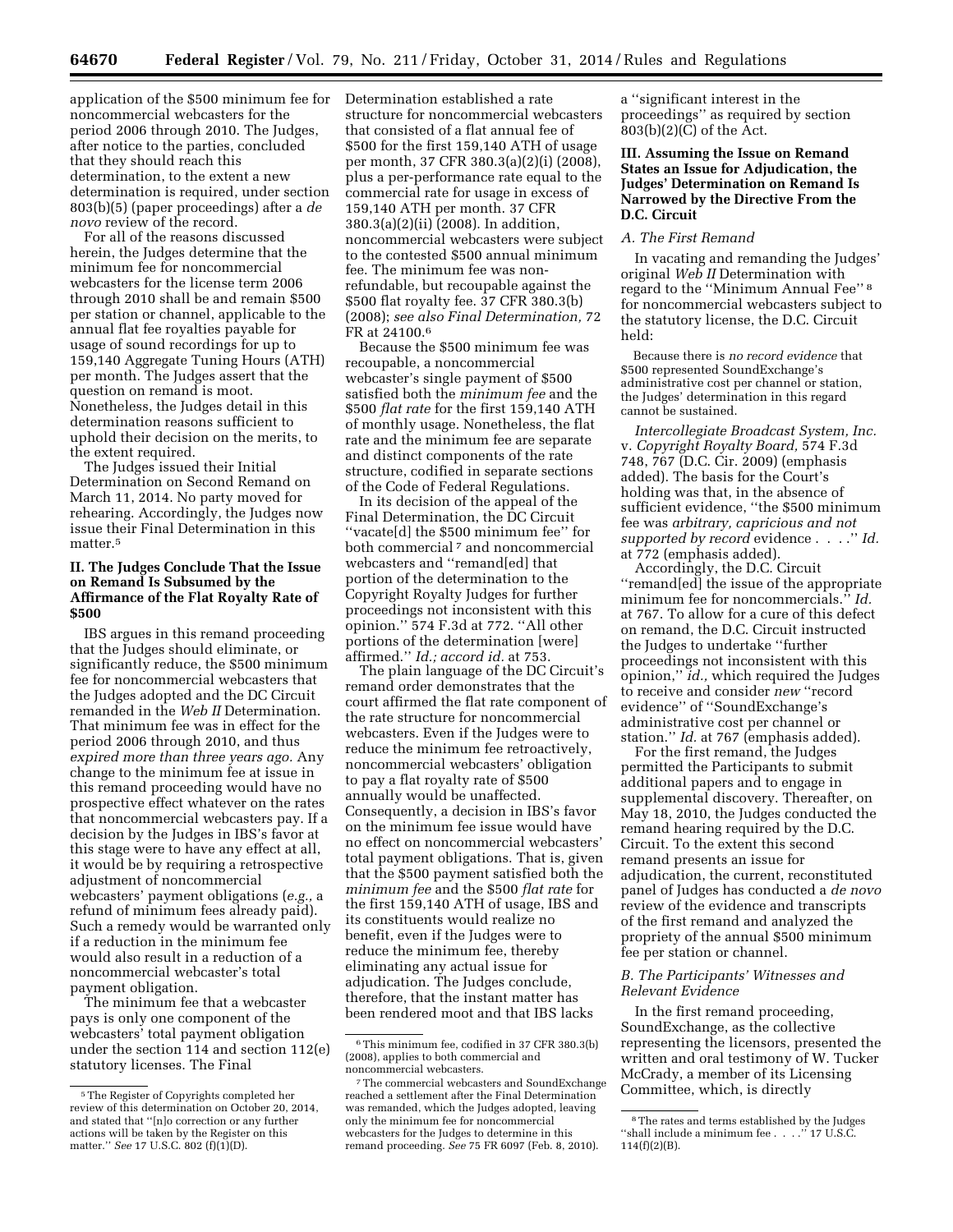application of the $500 minimum fee for noncommercial webcasters for the period 2006 through 2010. The Judges, after notice to the parties, concluded that they should reach this determination, to the extent a new determination is required, under section 803(b)(5) (paper proceedings) after a *de novo* review of the record.

For all of the reasons discussed herein, the Judges determine that the minimum fee for noncommercial webcasters for the license term 2006 through 2010 shall be and remain $500 per station or channel, applicable to the annual flat fee royalties payable for usage of sound recordings for up to 159,140 Aggregate Tuning Hours (ATH) per month. The Judges assert that the question on remand is moot. Nonetheless, the Judges detail in this determination reasons sufficient to uphold their decision on the merits, to the extent required.

The Judges issued their Initial Determination on Second Remand on March 11, 2014. No party moved for rehearing. Accordingly, the Judges now issue their Final Determination in this matter.[5]

## II. The Judges Conclude That the Issue on Remand Is Subsumed by the Affirmance of the Flat Royalty Rate of $500

IBS argues in this remand proceeding that the Judges should eliminate, or significantly reduce, the $500 minimum fee for noncommercial webcasters that the Judges adopted and the DC Circuit remanded in the *Web II* Determination. That minimum fee was in effect for the period 2006 through 2010, and thus *expired more than three years ago.* Any change to the minimum fee at issue in this remand proceeding would have no prospective effect whatever on the rates that noncommercial webcasters pay. If a decision by the Judges in IBS's favor at this stage were to have any effect at all, it would be by requiring a retrospective adjustment of noncommercial webcasters' payment obligations (*e.g.,* a refund of minimum fees already paid). Such a remedy would be warranted only if a reduction in the minimum fee would also result in a reduction of a noncommercial webcaster's total payment obligation.

The minimum fee that a webcaster pays is only one component of the webcasters' total payment obligation under the section 114 and section 112(e) statutory licenses. The Final Determination established a rate structure for noncommercial webcasters that consisted of a flat annual fee of $500 for the first 159,140 ATH of usage per month, 37 CFR 380.3(a)(2)(i) (2008), plus a per-performance rate equal to the commercial rate for usage in excess of 159,140 ATH per month. 37 CFR 380.3(a)(2)(ii) (2008). In addition, noncommercial webcasters were subject to the contested $500 annual minimum fee. The minimum fee was non-refundable, but recoupable against the $500 flat royalty fee. 37 CFR 380.3(b) (2008); *see also Final Determination,* 72 FR at 24100.[6]

Because the $500 minimum fee was recoupable, a noncommercial webcaster's single payment of $500 satisfied both the *minimum fee* and the $500 *flat rate* for the first 159,140 ATH of monthly usage. Nonetheless, the flat rate and the minimum fee are separate and distinct components of the rate structure, codified in separate sections of the Code of Federal Regulations.

In its decision of the appeal of the Final Determination, the DC Circuit "vacate[d] the $500 minimum fee" for both commercial[7] and noncommercial webcasters and "remand[ed] that portion of the determination to the Copyright Royalty Judges for further proceedings not inconsistent with this opinion." 574 F.3d at 772. "All other portions of the determination [were] affirmed." *Id.; accord id.* at 753.

The plain language of the DC Circuit's remand order demonstrates that the court affirmed the flat rate component of the rate structure for noncommercial webcasters. Even if the Judges were to reduce the minimum fee retroactively, noncommercial webcasters' obligation to pay a flat royalty rate of $500 annually would be unaffected. Consequently, a decision in IBS's favor on the minimum fee issue would have no effect on noncommercial webcasters' total payment obligations. That is, given that the $500 payment satisfied both the *minimum fee* and the $500 *flat rate* for the first 159,140 ATH of usage, IBS and its constituents would realize no benefit, even if the Judges were to reduce the minimum fee, thereby eliminating any actual issue for adjudication. The Judges conclude, therefore, that the instant matter has been rendered moot and that IBS lacks a "significant interest in the proceedings" as required by section 803(b)(2)(C) of the Act.

## III. Assuming the Issue on Remand States an Issue for Adjudication, the Judges' Determination on Remand Is Narrowed by the Directive From the D.C. Circuit

### A. The First Remand

In vacating and remanding the Judges' original *Web II* Determination with regard to the "Minimum Annual Fee"[8] for noncommercial webcasters subject to the statutory license, the D.C. Circuit held:

> Because there is *no record evidence* that $500 represented SoundExchange's administrative cost per channel or station, the Judges' determination in this regard cannot be sustained.

*Intercollegiate Broadcast System, Inc.* v. *Copyright Royalty Board,* 574 F.3d 748, 767 (D.C. Cir. 2009) (emphasis added). The basis for the Court's holding was that, in the absence of sufficient evidence, "the $500 minimum fee was *arbitrary, capricious and not supported by record* evidence . . . ." *Id.* at 772 (emphasis added).

Accordingly, the D.C. Circuit "remand[ed] the issue of the appropriate minimum fee for noncommercials." *Id.* at 767. To allow for a cure of this defect on remand, the D.C. Circuit instructed the Judges to undertake "further proceedings not inconsistent with this opinion," *id.,* which required the Judges to receive and consider *new* "record evidence" of "SoundExchange's administrative cost per channel or station." *Id.* at 767 (emphasis added).

For the first remand, the Judges permitted the Participants to submit additional papers and to engage in supplemental discovery. Thereafter, on May 18, 2010, the Judges conducted the remand hearing required by the D.C. Circuit. To the extent this second remand presents an issue for adjudication, the current, reconstituted panel of Judges has conducted a *de novo* review of the evidence and transcripts of the first remand and analyzed the propriety of the annual $500 minimum fee per station or channel.

### B. The Participants' Witnesses and Relevant Evidence

In the first remand proceeding, SoundExchange, as the collective representing the licensors, presented the written and oral testimony of W. Tucker McCrady, a member of its Licensing Committee, which, is directly

---

[5] The Register of Copyrights completed her review of this determination on October 20, 2014, and stated that "[n]o correction or any further actions will be taken by the Register on this matter." *See* 17 U.S.C. 802 (f)(1)(D).

[6] This minimum fee, codified in 37 CFR 380.3(b) (2008), applies to both commercial and noncommercial webcasters.

[7] The commercial webcasters and SoundExchange reached a settlement after the Final Determination was remanded, which the Judges adopted, leaving only the minimum fee for noncommercial webcasters for the Judges to determine in this remand proceeding. *See* 75 FR 6097 (Feb. 8, 2010).

[8] The rates and terms established by the Judges "shall include a minimum fee . . . ." 17 U.S.C. 114(f)(2)(B).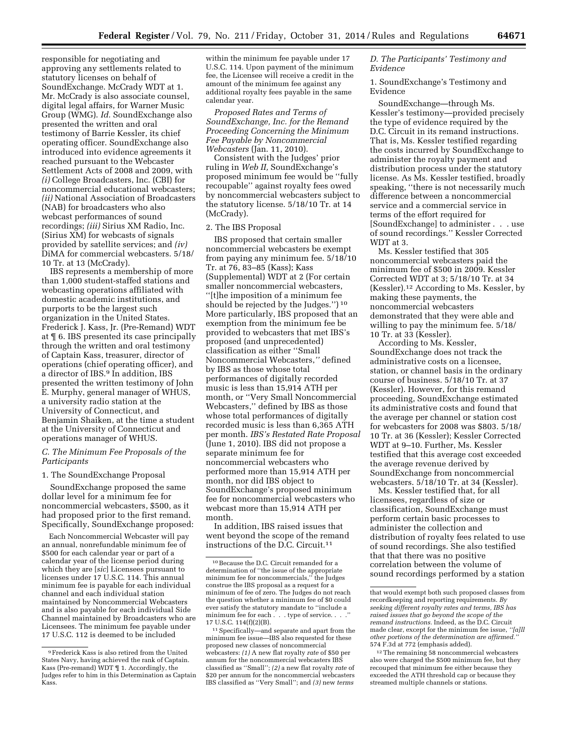responsible for negotiating and approving any settlements related to statutory licenses on behalf of SoundExchange. McCrady WDT at 1. Mr. McCrady is also associate counsel, digital legal affairs, for Warner Music Group (WMG). *Id.* SoundExchange also presented the written and oral testimony of Barrie Kessler, its chief operating officer. SoundExchange also introduced into evidence agreements it reached pursuant to the Webcaster Settlement Acts of 2008 and 2009, with *(i)* College Broadcasters, Inc. (CBI) for noncommercial educational webcasters; *(ii)* National Association of Broadcasters (NAB) for broadcasters who also webcast performances of sound recordings; *(iii)* Sirius XM Radio, Inc. (Sirius XM) for webcasts of signals provided by satellite services; and *(iv)* DiMA for commercial webcasters. 5/18/10 Tr. at 13 (McCrady).

IBS represents a membership of more than 1,000 student-staffed stations and webcasting operations affiliated with domestic academic institutions, and purports to be the largest such organization in the United States. Frederick J. Kass, Jr. (Pre-Remand) WDT at ¶ 6. IBS presented its case principally through the written and oral testimony of Captain Kass, treasurer, director of operations (chief operating officer), and a director of IBS.[9] In addition, IBS presented the written testimony of John E. Murphy, general manager of WHUS, a university radio station at the University of Connecticut, and Benjamin Shaiken, at the time a student at the University of Connecticut and operations manager of WHUS.

### C. The Minimum Fee Proposals of the Participants

#### 1. The SoundExchange Proposal

SoundExchange proposed the same dollar level for a minimum fee for noncommercial webcasters, $500, as it had proposed prior to the first remand. Specifically, SoundExchange proposed:

> Each Noncommercial Webcaster will pay an annual, nonrefundable minimum fee of $500 for each calendar year or part of a calendar year of the license period during which they are [*sic*] Licensees pursuant to licenses under 17 U.S.C. 114. This annual minimum fee is payable for each individual channel and each individual station maintained by Noncommercial Webcasters and is also payable for each individual Side Channel maintained by Broadcasters who are Licensees. The minimum fee payable under 17 U.S.C. 112 is deemed to be included within the minimum fee payable under 17 U.S.C. 114. Upon payment of the minimum fee, the Licensee will receive a credit in the amount of the minimum fee against any additional royalty fees payable in the same calendar year.

*Proposed Rates and Terms of SoundExchange, Inc. for the Remand Proceeding Concerning the Minimum Fee Payable by Noncommercial Webcasters* (Jan. 11, 2010).

Consistent with the Judges' prior ruling in *Web II,* SoundExchange's proposed minimum fee would be "fully recoupable" against royalty fees owed by noncommercial webcasters subject to the statutory license. 5/18/10 Tr. at 14 (McCrady).

#### 2. The IBS Proposal

IBS proposed that certain smaller noncommercial webcasters be exempt from paying any minimum fee. 5/18/10 Tr. at 76, 83–85 (Kass); Kass (Supplemental) WDT at 2 (For certain smaller noncommercial webcasters, "[t]he imposition of a minimum fee should be rejected by the Judges.")[10] More particularly, IBS proposed that an exemption from the minimum fee be provided to webcasters that met IBS's proposed (and unprecedented) classification as either "Small Noncommercial Webcasters," defined by IBS as those whose total performances of digitally recorded music is less than 15,914 ATH per month, or "Very Small Noncommercial Webcasters," defined by IBS as those whose total performances of digitally recorded music is less than 6,365 ATH per month. *IBS's Restated Rate Proposal* (June 1, 2010). IBS did not propose a separate minimum fee for noncommercial webcasters who performed more than 15,914 ATH per month, nor did IBS object to SoundExchange's proposed minimum fee for noncommercial webcasters who webcast more than 15,914 ATH per month.

In addition, IBS raised issues that went beyond the scope of the remand instructions of the D.C. Circuit.[11]

### D. The Participants' Testimony and Evidence

#### 1. SoundExchange's Testimony and Evidence

SoundExchange—through Ms. Kessler's testimony—provided precisely the type of evidence required by the D.C. Circuit in its remand instructions. That is, Ms. Kessler testified regarding the costs incurred by SoundExchange to administer the royalty payment and distribution process under the statutory license. As Ms. Kessler testified, broadly speaking, "there is not necessarily much difference between a noncommercial service and a commercial service in terms of the effort required for [SoundExchange] to administer . . . use of sound recordings." Kessler Corrected WDT at 3.

Ms. Kessler testified that 305 noncommercial webcasters paid the minimum fee of $500 in 2009. Kessler Corrected WDT at 3; 5/18/10 Tr. at 34 (Kessler).[12] According to Ms. Kessler, by making these payments, the noncommercial webcasters demonstrated that they were able and willing to pay the minimum fee. 5/18/10 Tr. at 33 (Kessler).

According to Ms. Kessler, SoundExchange does not track the administrative costs on a licensee, station, or channel basis in the ordinary course of business. 5/18/10 Tr. at 37 (Kessler). However, for this remand proceeding, SoundExchange estimated its administrative costs and found that the average per channel or station cost for webcasters for 2008 was $803. 5/18/10 Tr. at 36 (Kessler); Kessler Corrected WDT at 9–10. Further, Ms. Kessler testified that this average cost exceeded the average revenue derived by SoundExchange from noncommercial webcasters. 5/18/10 Tr. at 34 (Kessler).

Ms. Kessler testified that, for all licensees, regardless of size or classification, SoundExchange must perform certain basic processes to administer the collection and distribution of royalty fees related to use of sound recordings. She also testified that that there was no positive correlation between the volume of sound recordings performed by a station

---

[9] Frederick Kass is also retired from the United States Navy, having achieved the rank of Captain. Kass (Pre-remand) WDT ¶ 1. Accordingly, the Judges refer to him in this Determination as Captain Kass.

[10] Because the D.C. Circuit remanded for a determination of "the issue of the appropriate minimum fee for noncommercials," the Judges construe the IBS proposal as a request for a minimum of fee of zero. The Judges do not reach the question whether a minimum fee of $0 could ever satisfy the statutory mandate to "include a minimum fee for each . . . type of service. . . ." 17 U.S.C. 114(f)(2)(B).

[11] Specifically—and separate and apart from the minimum fee issue—IBS also requested for these proposed new classes of noncommercial webcasters: *(1)* A new flat royalty *rate* of $50 per annum for the noncommercial webcasters IBS classified as "Small"; *(2)* a new flat royalty *rate* of $20 per annum for the noncommercial webcasters IBS classified as "Very Small"; and *(3)* new *terms* that would exempt both such proposed classes from recordkeeping and reporting requirements. *By seeking different royalty rates and terms, IBS has raised issues that go beyond the scope of the remand instructions.* Indeed, as the D.C. Circuit made clear, except for the minimum fee issue, *"[a]ll other portions of the determination are affirmed."* 574 F.3d at 772 (emphasis added).

[12] The remaining 58 noncommercial webcasters also were charged the $500 minimum fee, but they recouped that minimum fee either because they exceeded the ATH threshold cap or because they streamed multiple channels or stations.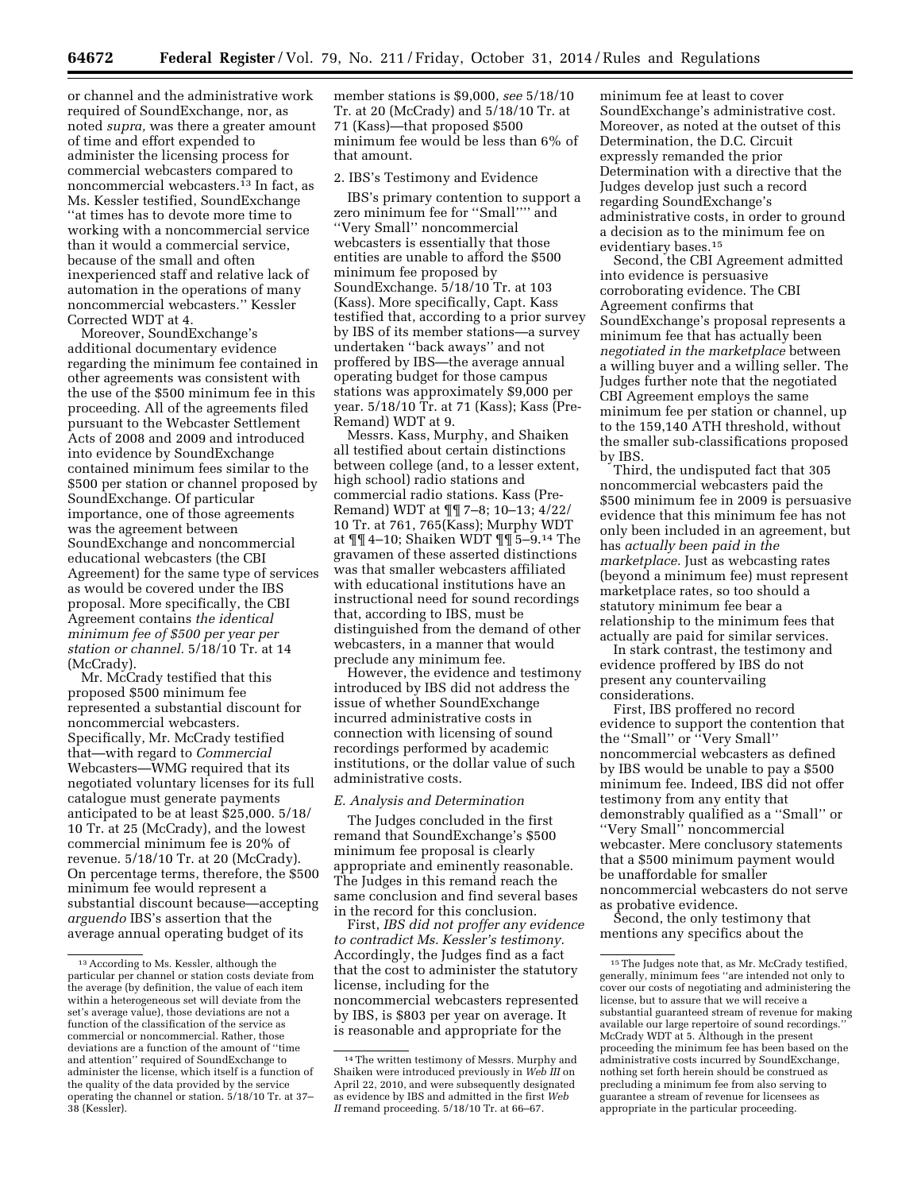or channel and the administrative work required of SoundExchange, nor, as noted *supra,* was there a greater amount of time and effort expended to administer the licensing process for commercial webcasters compared to noncommercial webcasters.[13] In fact, as Ms. Kessler testified, SoundExchange ''at times has to devote more time to working with a noncommercial service than it would a commercial service, because of the small and often inexperienced staff and relative lack of automation in the operations of many noncommercial webcasters.'' Kessler Corrected WDT at 4.

Moreover, SoundExchange's additional documentary evidence regarding the minimum fee contained in other agreements was consistent with the use of the $500 minimum fee in this proceeding. All of the agreements filed pursuant to the Webcaster Settlement Acts of 2008 and 2009 and introduced into evidence by SoundExchange contained minimum fees similar to the $500 per station or channel proposed by SoundExchange. Of particular importance, one of those agreements was the agreement between SoundExchange and noncommercial educational webcasters (the CBI Agreement) for the same type of services as would be covered under the IBS proposal. More specifically, the CBI Agreement contains *the identical minimum fee of $500 per year per station or channel.* 5/18/10 Tr. at 14 (McCrady).

Mr. McCrady testified that this proposed $500 minimum fee represented a substantial discount for noncommercial webcasters. Specifically, Mr. McCrady testified that—with regard to *Commercial* Webcasters—WMG required that its negotiated voluntary licenses for its full catalogue must generate payments anticipated to be at least $25,000. 5/18/10 Tr. at 25 (McCrady), and the lowest commercial minimum fee is 20% of revenue. 5/18/10 Tr. at 20 (McCrady). On percentage terms, therefore, the $500 minimum fee would represent a substantial discount because—accepting *arguendo* IBS's assertion that the average annual operating budget of its member stations is $9,000, *see* 5/18/10 Tr. at 20 (McCrady) and 5/18/10 Tr. at 71 (Kass)—that proposed $500 minimum fee would be less than 6% of that amount.

2. IBS's Testimony and Evidence

IBS's primary contention to support a zero minimum fee for ''Small'''' and ''Very Small'' noncommercial webcasters is essentially that those entities are unable to afford the $500 minimum fee proposed by SoundExchange. 5/18/10 Tr. at 103 (Kass). More specifically, Capt. Kass testified that, according to a prior survey by IBS of its member stations—a survey undertaken ''back aways'' and not proffered by IBS—the average annual operating budget for those campus stations was approximately $9,000 per year. 5/18/10 Tr. at 71 (Kass); Kass (Pre-Remand) WDT at 9.

Messrs. Kass, Murphy, and Shaiken all testified about certain distinctions between college (and, to a lesser extent, high school) radio stations and commercial radio stations. Kass (Pre-Remand) WDT at ¶¶ 7–8; 10–13; 4/22/10 Tr. at 761, 765(Kass); Murphy WDT at ¶¶ 4–10; Shaiken WDT ¶¶ 5–9.[14] The gravamen of these asserted distinctions was that smaller webcasters affiliated with educational institutions have an instructional need for sound recordings that, according to IBS, must be distinguished from the demand of other webcasters, in a manner that would preclude any minimum fee.

However, the evidence and testimony introduced by IBS did not address the issue of whether SoundExchange incurred administrative costs in connection with licensing of sound recordings performed by academic institutions, or the dollar value of such administrative costs.

*E. Analysis and Determination*

The Judges concluded in the first remand that SoundExchange's $500 minimum fee proposal is clearly appropriate and eminently reasonable. The Judges in this remand reach the same conclusion and find several bases in the record for this conclusion.

First, *IBS did not proffer any evidence to contradict Ms. Kessler's testimony.* Accordingly, the Judges find as a fact that the cost to administer the statutory license, including for the noncommercial webcasters represented by IBS, is $803 per year on average. It is reasonable and appropriate for the minimum fee at least to cover SoundExchange's administrative cost. Moreover, as noted at the outset of this Determination, the D.C. Circuit expressly remanded the prior Determination with a directive that the Judges develop just such a record regarding SoundExchange's administrative costs, in order to ground a decision as to the minimum fee on evidentiary bases.[15]

Second, the CBI Agreement admitted into evidence is persuasive corroborating evidence. The CBI Agreement confirms that SoundExchange's proposal represents a minimum fee that has actually been *negotiated in the marketplace* between a willing buyer and a willing seller. The Judges further note that the negotiated CBI Agreement employs the same minimum fee per station or channel, up to the 159,140 ATH threshold, without the smaller sub-classifications proposed by IBS.

Third, the undisputed fact that 305 noncommercial webcasters paid the $500 minimum fee in 2009 is persuasive evidence that this minimum fee has not only been included in an agreement, but has *actually been paid in the marketplace.* Just as webcasting rates (beyond a minimum fee) must represent marketplace rates, so too should a statutory minimum fee bear a relationship to the minimum fees that actually are paid for similar services.

In stark contrast, the testimony and evidence proffered by IBS do not present any countervailing considerations.

First, IBS proffered no record evidence to support the contention that the ''Small'' or ''Very Small'' noncommercial webcasters as defined by IBS would be unable to pay a $500 minimum fee. Indeed, IBS did not offer testimony from any entity that demonstrably qualified as a ''Small'' or ''Very Small'' noncommercial webcaster. Mere conclusory statements that a $500 minimum payment would be unaffordable for smaller noncommercial webcasters do not serve as probative evidence.

Second, the only testimony that mentions any specifics about the

---

[13] According to Ms. Kessler, although the particular per channel or station costs deviate from the average (by definition, the value of each item within a heterogeneous set will deviate from the set's average value), those deviations are not a function of the classification of the service as commercial or noncommercial. Rather, those deviations are a function of the amount of ''time and attention'' required of SoundExchange to administer the license, which itself is a function of the quality of the data provided by the service operating the channel or station. 5/18/10 Tr. at 37–38 (Kessler).

[14] The written testimony of Messrs. Murphy and Shaiken were introduced previously in *Web III* on April 22, 2010, and were subsequently designated as evidence by IBS and admitted in the first *Web II* remand proceeding. 5/18/10 Tr. at 66–67.

[15] The Judges note that, as Mr. McCrady testified, generally, minimum fees ''are intended not only to cover our costs of negotiating and administering the license, but to assure that we will receive a substantial guaranteed stream of revenue for making available our large repertoire of sound recordings.'' McCrady WDT at 5. Although in the present proceeding the minimum fee has been based on the administrative costs incurred by SoundExchange, nothing set forth herein should be construed as precluding a minimum fee from also serving to guarantee a stream of revenue for licensees as appropriate in the particular proceeding.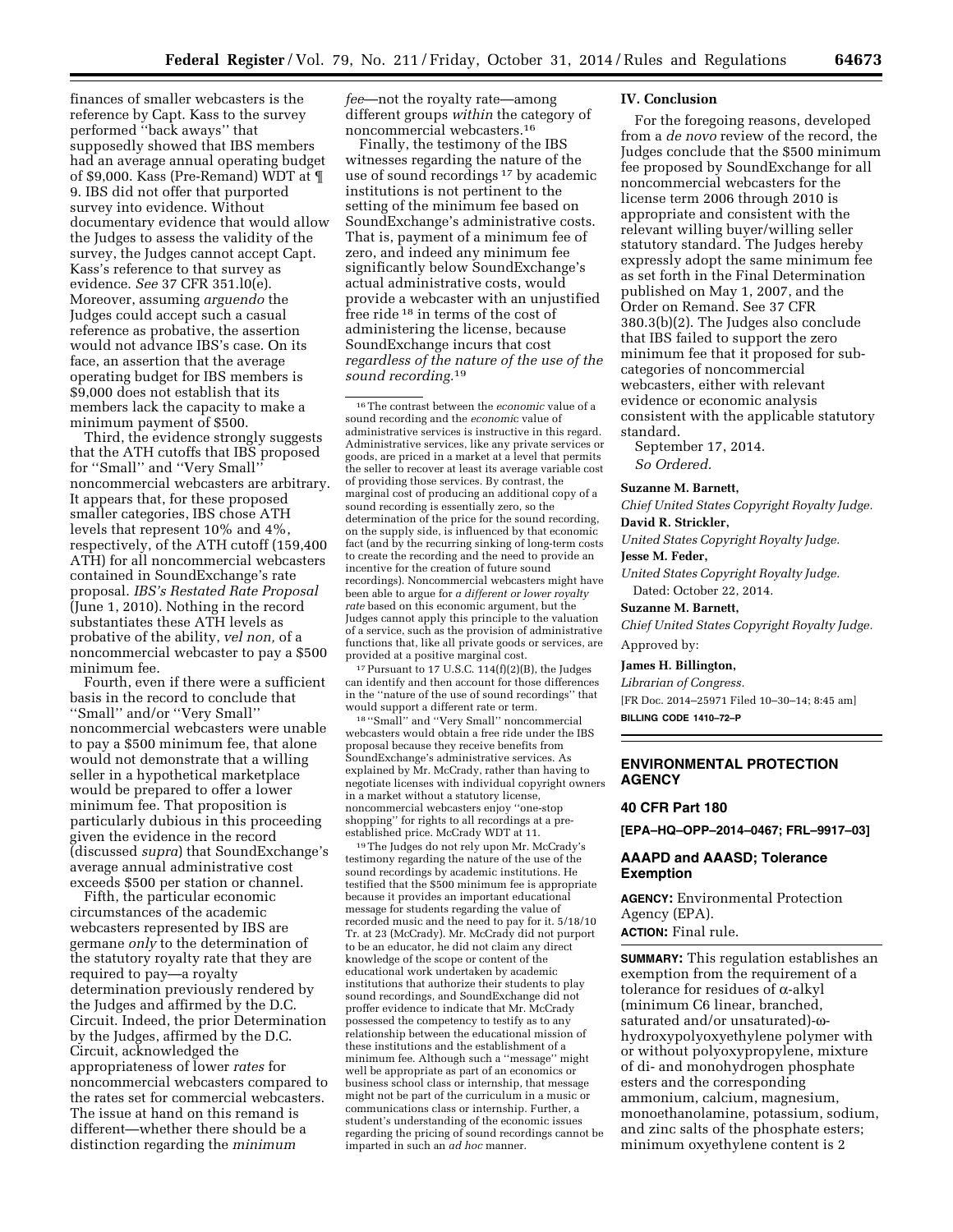finances of smaller webcasters is the reference by Capt. Kass to the survey performed "back aways" that supposedly showed that IBS members had an average annual operating budget of $9,000. Kass (Pre-Remand) WDT at ¶ 9. IBS did not offer that purported survey into evidence. Without documentary evidence that would allow the Judges to assess the validity of the survey, the Judges cannot accept Capt. Kass's reference to that survey as evidence. *See* 37 CFR 351.l0(e). Moreover, assuming *arguendo* the Judges could accept such a casual reference as probative, the assertion would not advance IBS's case. On its face, an assertion that the average operating budget for IBS members is $9,000 does not establish that its members lack the capacity to make a minimum payment of $500.

Third, the evidence strongly suggests that the ATH cutoffs that IBS proposed for "Small" and "Very Small" noncommercial webcasters are arbitrary. It appears that, for these proposed smaller categories, IBS chose ATH levels that represent 10% and 4%, respectively, of the ATH cutoff (159,400 ATH) for all noncommercial webcasters contained in SoundExchange's rate proposal. *IBS's Restated Rate Proposal* (June 1, 2010). Nothing in the record substantiates these ATH levels as probative of the ability, *vel non,* of a noncommercial webcaster to pay a $500 minimum fee.

Fourth, even if there were a sufficient basis in the record to conclude that "Small" and/or "Very Small" noncommercial webcasters were unable to pay a $500 minimum fee, that alone would not demonstrate that a willing seller in a hypothetical marketplace would be prepared to offer a lower minimum fee. That proposition is particularly dubious in this proceeding given the evidence in the record (discussed *supra*) that SoundExchange's average annual administrative cost exceeds $500 per station or channel.

Fifth, the particular economic circumstances of the academic webcasters represented by IBS are germane *only* to the determination of the statutory royalty rate that they are required to pay—a royalty determination previously rendered by the Judges and affirmed by the D.C. Circuit. Indeed, the prior Determination by the Judges, affirmed by the D.C. Circuit, acknowledged the appropriateness of lower *rates* for noncommercial webcasters compared to the rates set for commercial webcasters. The issue at hand on this remand is different—whether there should be a distinction regarding the *minimum fee*—not the royalty rate—among different groups *within* the category of noncommercial webcasters.[16]

Finally, the testimony of the IBS witnesses regarding the nature of the use of sound recordings[17] by academic institutions is not pertinent to the setting of the minimum fee based on SoundExchange's administrative costs. That is, payment of a minimum fee of zero, and indeed any minimum fee significantly below SoundExchange's actual administrative costs, would provide a webcaster with an unjustified free ride[18] in terms of the cost of administering the license, because SoundExchange incurs that cost *regardless of the nature of the use of the sound recording.*[19]

[16] The contrast between the *economic* value of a sound recording and the *economic* value of administrative services is instructive in this regard. Administrative services, like any private services or goods, are priced in a market at a level that permits the seller to recover at least its average variable cost of providing those services. By contrast, the marginal cost of producing an additional copy of a sound recording is essentially zero, so the determination of the price for the sound recording, on the supply side, is influenced by that economic fact (and by the recurring sinking of long-term costs to create the recording and the need to provide an incentive for the creation of future sound recordings). Noncommercial webcasters might have been able to argue for *a different or lower royalty rate* based on this economic argument, but the Judges cannot apply this principle to the valuation of a service, such as the provision of administrative functions that, like all private goods or services, are provided at a positive marginal cost.

[17] Pursuant to 17 U.S.C. 114(f)(2)(B), the Judges can identify and then account for those differences in the "nature of the use of sound recordings" that would support a different rate or term.

[18] "Small" and "Very Small" noncommercial webcasters would obtain a free ride under the IBS proposal because they receive benefits from SoundExchange's administrative services. As explained by Mr. McCrady, rather than having to negotiate licenses with individual copyright owners in a market without a statutory license, noncommercial webcasters enjoy "one-stop shopping" for rights to all recordings at a pre-established price. McCrady WDT at 11.

[19] The Judges do not rely upon Mr. McCrady's testimony regarding the nature of the use of the sound recordings by academic institutions. He testified that the $500 minimum fee is appropriate because it provides an important educational message for students regarding the value of recorded music and the need to pay for it. 5/18/10 Tr. at 23 (McCrady). Mr. McCrady did not purport to be an educator, he did not claim any direct knowledge of the scope or content of the educational work undertaken by academic institutions that authorize their students to play sound recordings, and SoundExchange did not proffer evidence to indicate that Mr. McCrady possessed the competency to testify as to any relationship between the educational mission of these institutions and the establishment of a minimum fee. Although such a "message" might well be appropriate as part of an economics or business school class or internship, that message might not be part of the curriculum in a music or communications class or internship. Further, a student's understanding of the economic issues regarding the pricing of sound recordings cannot be imparted in such an *ad hoc* manner.

## IV. Conclusion

For the foregoing reasons, developed from a *de novo* review of the record, the Judges conclude that the $500 minimum fee proposed by SoundExchange for all noncommercial webcasters for the license term 2006 through 2010 is appropriate and consistent with the relevant willing buyer/willing seller statutory standard. The Judges hereby expressly adopt the same minimum fee as set forth in the Final Determination published on May 1, 2007, and the Order on Remand. See 37 CFR 380.3(b)(2). The Judges also conclude that IBS failed to support the zero minimum fee that it proposed for sub-categories of noncommercial webcasters, either with relevant evidence or economic analysis consistent with the applicable statutory standard.

September 17, 2014.

*So Ordered.*

**Suzanne M. Barnett,**

*Chief United States Copyright Royalty Judge.*

**David R. Strickler,**

*United States Copyright Royalty Judge.*

**Jesse M. Feder,**

*United States Copyright Royalty Judge.*

Dated: October 22, 2014.

**Suzanne M. Barnett,**

*Chief United States Copyright Royalty Judge.*

Approved by:

**James H. Billington,**

*Librarian of Congress.*

[FR Doc. 2014–25971 Filed 10–30–14; 8:45 am]

**BILLING CODE 1410–72–P**

## ENVIRONMENTAL PROTECTION AGENCY

### 40 CFR Part 180

**[EPA–HQ–OPP–2014–0467; FRL–9917–03]**

### AAAPD and AAASD; Tolerance Exemption

**AGENCY:** Environmental Protection Agency (EPA).

**ACTION:** Final rule.

**SUMMARY:** This regulation establishes an exemption from the requirement of a tolerance for residues of α-alkyl (minimum C6 linear, branched, saturated and/or unsaturated)-ω-hydroxypolyoxyethylene polymer with or without polyoxypropylene, mixture of di- and monohydrogen phosphate esters and the corresponding ammonium, calcium, magnesium, monoethanolamine, potassium, sodium, and zinc salts of the phosphate esters; minimum oxyethylene content is 2